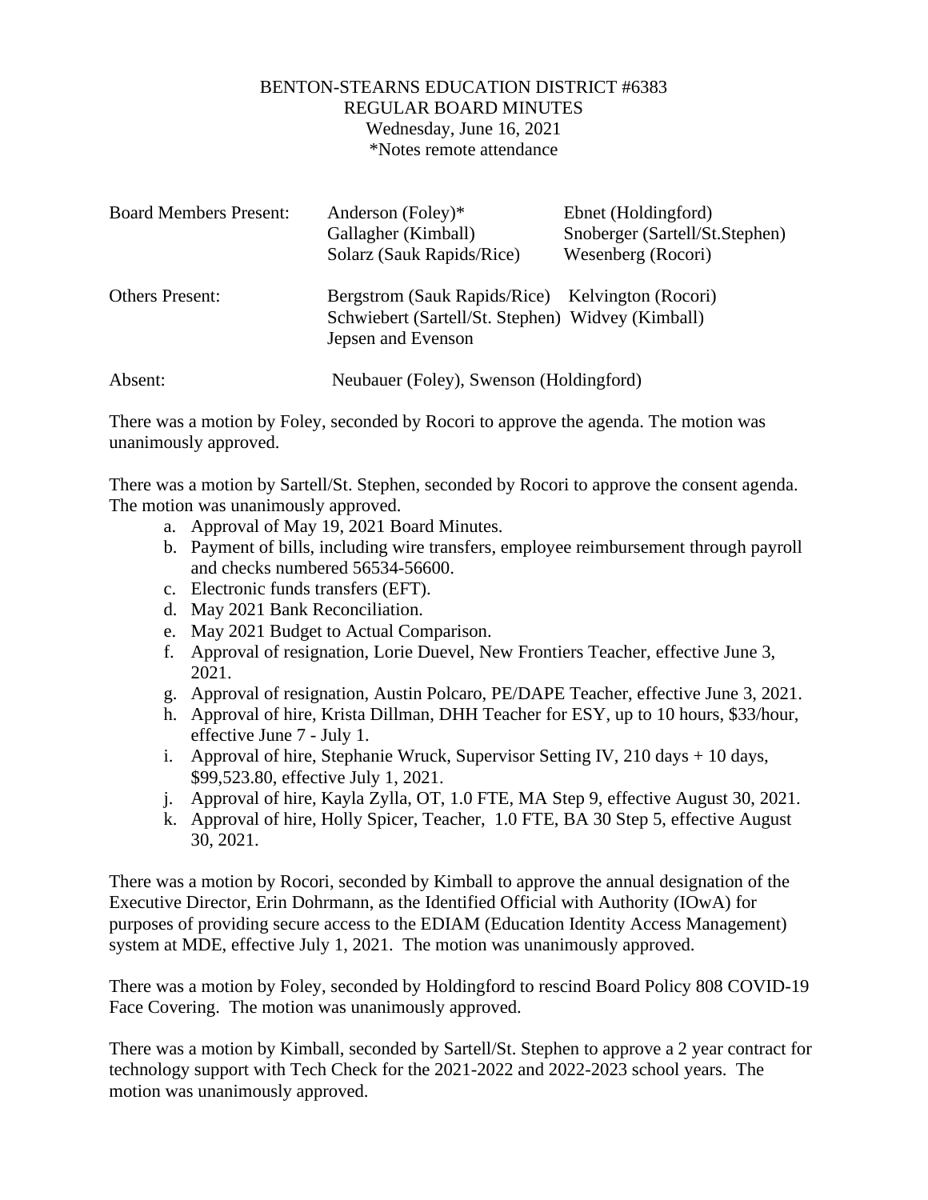BENTON-STEARNS EDUCATION DISTRICT #6383
REGULAR BOARD MINUTES
Wednesday, June 16, 2021
*Notes remote attendance

| | | |
|---|---|---|
| Board Members Present: | Anderson (Foley)* | Ebnet (Holdingford) |
| | Gallagher (Kimball) | Snoberger (Sartell/St.Stephen) |
| | Solarz (Sauk Rapids/Rice) | Wesenberg (Rocori) |
| Others Present: | Bergstrom (Sauk Rapids/Rice) | Kelvington (Rocori) |
| | Schwiebert (Sartell/St. Stephen) | Widvey (Kimball) |
| | Jepsen and Evenson | |
| Absent: | Neubauer (Foley), Swenson (Holdingford) | |

There was a motion by Foley, seconded by Rocori to approve the agenda. The motion was unanimously approved.

There was a motion by Sartell/St. Stephen, seconded by Rocori to approve the consent agenda. The motion was unanimously approved.

a. Approval of May 19, 2021 Board Minutes.
b. Payment of bills, including wire transfers, employee reimbursement through payroll and checks numbered 56534-56600.
c. Electronic funds transfers (EFT).
d. May 2021 Bank Reconciliation.
e. May 2021 Budget to Actual Comparison.
f. Approval of resignation, Lorie Duevel, New Frontiers Teacher, effective June 3, 2021.
g. Approval of resignation, Austin Polcaro, PE/DAPE Teacher, effective June 3, 2021.
h. Approval of hire, Krista Dillman, DHH Teacher for ESY, up to 10 hours, $33/hour, effective June 7 - July 1.
i. Approval of hire, Stephanie Wruck, Supervisor Setting IV, 210 days + 10 days, $99,523.80, effective July 1, 2021.
j. Approval of hire, Kayla Zylla, OT, 1.0 FTE, MA Step 9, effective August 30, 2021.
k. Approval of hire, Holly Spicer, Teacher, 1.0 FTE, BA 30 Step 5, effective August 30, 2021.

There was a motion by Rocori, seconded by Kimball to approve the annual designation of the Executive Director, Erin Dohrmann, as the Identified Official with Authority (IOwA) for purposes of providing secure access to the EDIAM (Education Identity Access Management) system at MDE, effective July 1, 2021. The motion was unanimously approved.

There was a motion by Foley, seconded by Holdingford to rescind Board Policy 808 COVID-19 Face Covering. The motion was unanimously approved.

There was a motion by Kimball, seconded by Sartell/St. Stephen to approve a 2 year contract for technology support with Tech Check for the 2021-2022 and 2022-2023 school years. The motion was unanimously approved.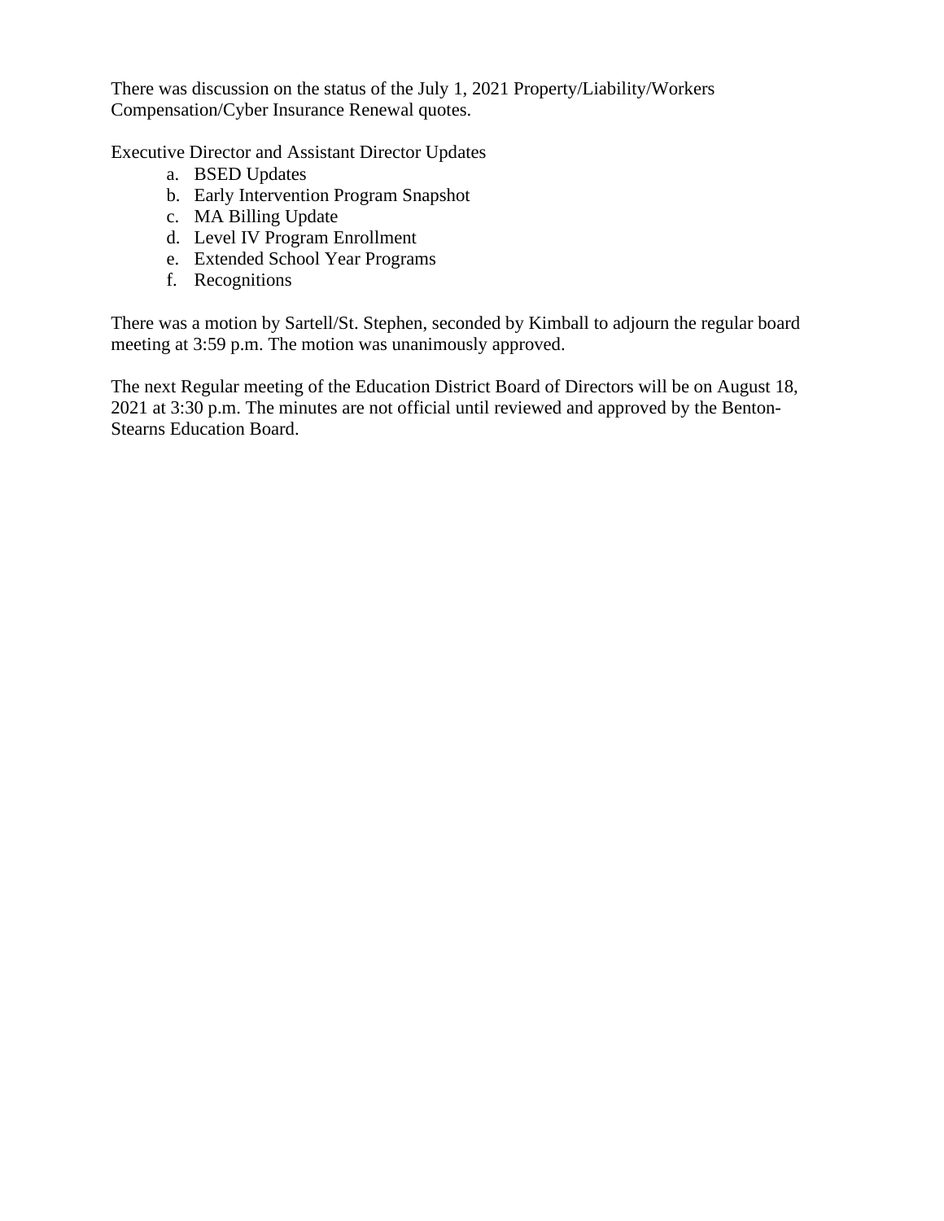There was discussion on the status of the July 1, 2021 Property/Liability/Workers Compensation/Cyber Insurance Renewal quotes.

Executive Director and Assistant Director Updates

a. BSED Updates
b. Early Intervention Program Snapshot
c. MA Billing Update
d. Level IV Program Enrollment
e. Extended School Year Programs
f. Recognitions

There was a motion by Sartell/St. Stephen, seconded by Kimball to adjourn the regular board meeting at 3:59 p.m. The motion was unanimously approved.

The next Regular meeting of the Education District Board of Directors will be on August 18, 2021 at 3:30 p.m. The minutes are not official until reviewed and approved by the Benton-Stearns Education Board.